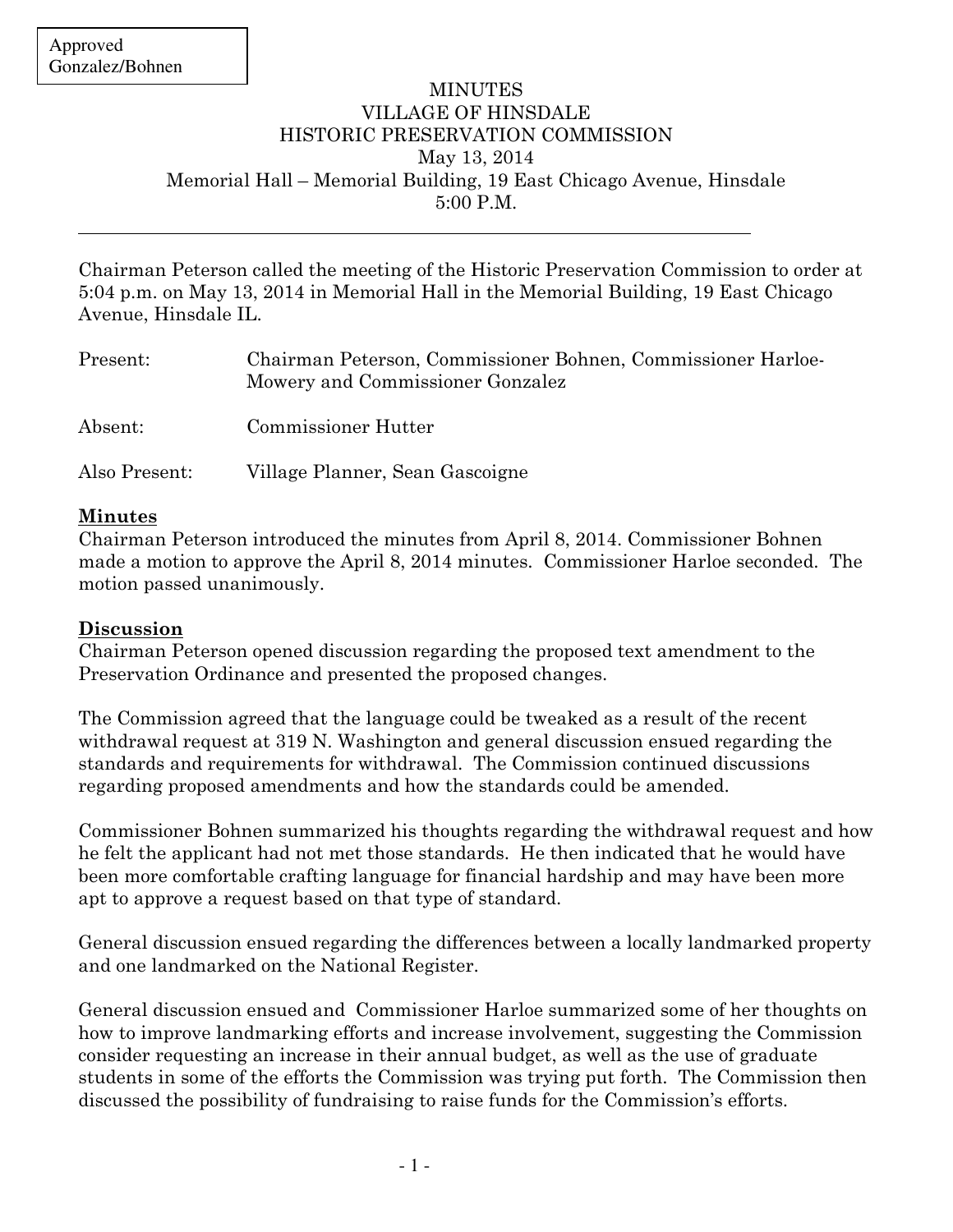Approved
Gonzalez/Bohnen

# MINUTES
# VILLAGE OF HINSDALE
# HISTORIC PRESERVATION COMMISSION

May 13, 2014
Memorial Hall – Memorial Building, 19 East Chicago Avenue, Hinsdale
5:00 P.M.

---

Chairman Peterson called the meeting of the Historic Preservation Commission to order at 5:04 p.m. on May 13, 2014 in Memorial Hall in the Memorial Building, 19 East Chicago Avenue, Hinsdale IL.

| | |
|---|---|
| Present: | Chairman Peterson, Commissioner Bohnen, Commissioner Harloe-Mowery and Commissioner Gonzalez |
| Absent: | Commissioner Hutter |
| Also Present: | Village Planner, Sean Gascoigne |

**Minutes**

Chairman Peterson introduced the minutes from April 8, 2014. Commissioner Bohnen made a motion to approve the April 8, 2014 minutes. Commissioner Harloe seconded. The motion passed unanimously.

**Discussion**

Chairman Peterson opened discussion regarding the proposed text amendment to the Preservation Ordinance and presented the proposed changes.

The Commission agreed that the language could be tweaked as a result of the recent withdrawal request at 319 N. Washington and general discussion ensued regarding the standards and requirements for withdrawal. The Commission continued discussions regarding proposed amendments and how the standards could be amended.

Commissioner Bohnen summarized his thoughts regarding the withdrawal request and how he felt the applicant had not met those standards. He then indicated that he would have been more comfortable crafting language for financial hardship and may have been more apt to approve a request based on that type of standard.

General discussion ensued regarding the differences between a locally landmarked property and one landmarked on the National Register.

General discussion ensued and Commissioner Harloe summarized some of her thoughts on how to improve landmarking efforts and increase involvement, suggesting the Commission consider requesting an increase in their annual budget, as well as the use of graduate students in some of the efforts the Commission was trying put forth. The Commission then discussed the possibility of fundraising to raise funds for the Commission's efforts.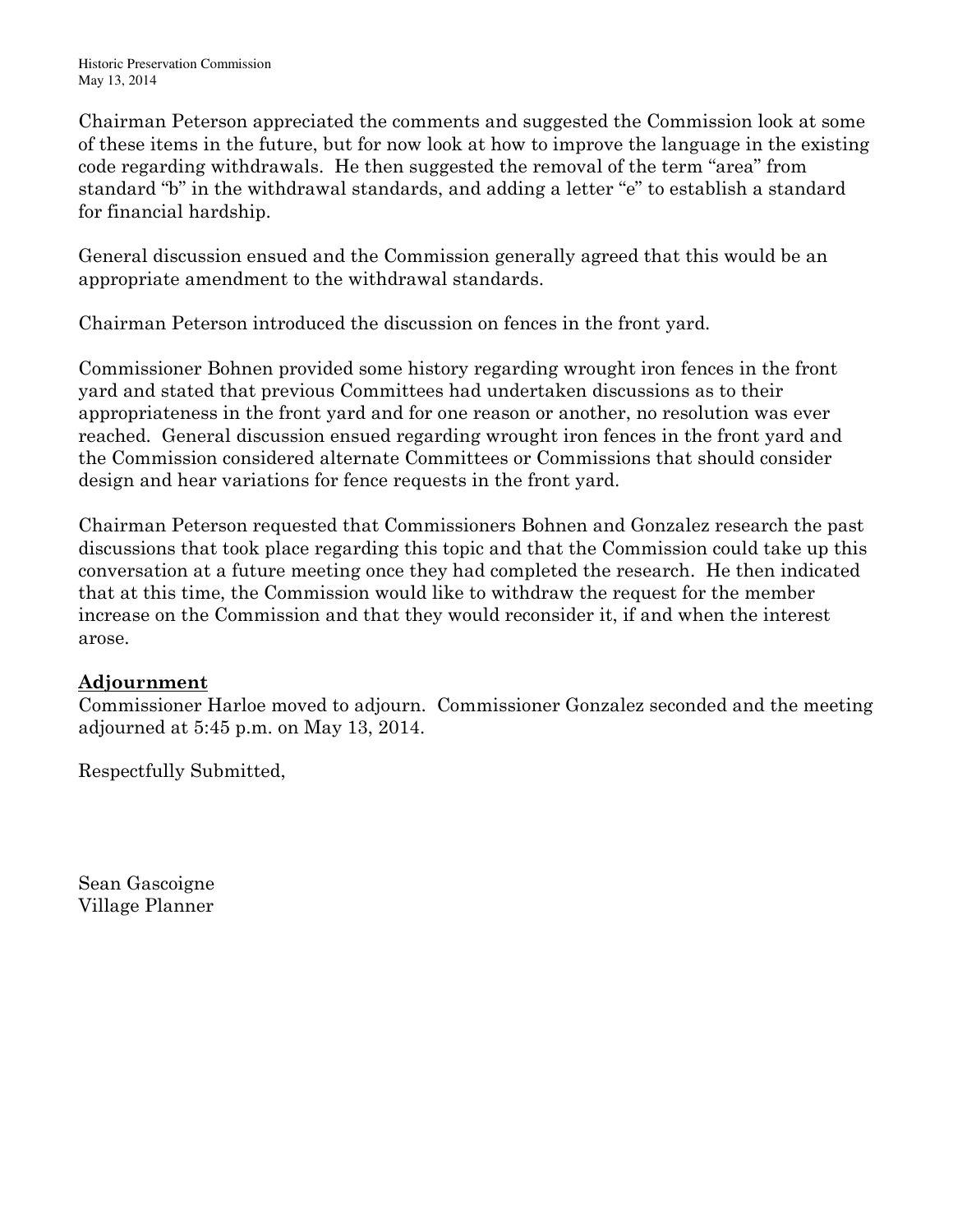Chairman Peterson appreciated the comments and suggested the Commission look at some of these items in the future, but for now look at how to improve the language in the existing code regarding withdrawals. He then suggested the removal of the term "area" from standard "b" in the withdrawal standards, and adding a letter "e" to establish a standard for financial hardship.

General discussion ensued and the Commission generally agreed that this would be an appropriate amendment to the withdrawal standards.

Chairman Peterson introduced the discussion on fences in the front yard.

Commissioner Bohnen provided some history regarding wrought iron fences in the front yard and stated that previous Committees had undertaken discussions as to their appropriateness in the front yard and for one reason or another, no resolution was ever reached. General discussion ensued regarding wrought iron fences in the front yard and the Commission considered alternate Committees or Commissions that should consider design and hear variations for fence requests in the front yard.

Chairman Peterson requested that Commissioners Bohnen and Gonzalez research the past discussions that took place regarding this topic and that the Commission could take up this conversation at a future meeting once they had completed the research. He then indicated that at this time, the Commission would like to withdraw the request for the member increase on the Commission and that they would reconsider it, if and when the interest arose.

**Adjournment**

Commissioner Harloe moved to adjourn. Commissioner Gonzalez seconded and the meeting adjourned at 5:45 p.m. on May 13, 2014.

Respectfully Submitted,

Sean Gascoigne
Village Planner